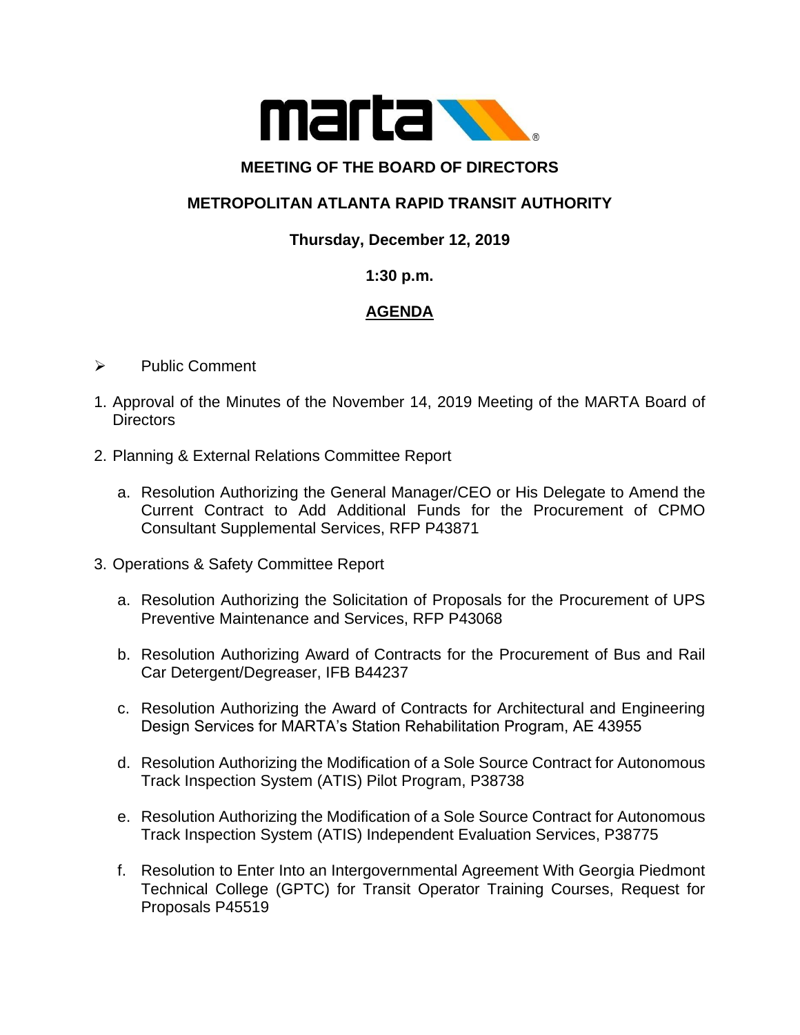# MEETING OF THE BOARD OF DIRECTORS

## METROPOLITAN ATLANTA RAPID TRANSIT AUTHORITY

**Thursday, December 12, 2019**

**1:30 p.m.**

## AGENDA

- Public Comment

1. Approval of the Minutes of the November 14, 2019 Meeting of the MARTA Board of Directors

2. Planning & External Relations Committee Report

   a. Resolution Authorizing the General Manager/CEO or His Delegate to Amend the Current Contract to Add Additional Funds for the Procurement of CPMO Consultant Supplemental Services, RFP P43871

3. Operations & Safety Committee Report

   a. Resolution Authorizing the Solicitation of Proposals for the Procurement of UPS Preventive Maintenance and Services, RFP P43068

   b. Resolution Authorizing Award of Contracts for the Procurement of Bus and Rail Car Detergent/Degreaser, IFB B44237

   c. Resolution Authorizing the Award of Contracts for Architectural and Engineering Design Services for MARTA's Station Rehabilitation Program, AE 43955

   d. Resolution Authorizing the Modification of a Sole Source Contract for Autonomous Track Inspection System (ATIS) Pilot Program, P38738

   e. Resolution Authorizing the Modification of a Sole Source Contract for Autonomous Track Inspection System (ATIS) Independent Evaluation Services, P38775

   f. Resolution to Enter Into an Intergovernmental Agreement With Georgia Piedmont Technical College (GPTC) for Transit Operator Training Courses, Request for Proposals P45519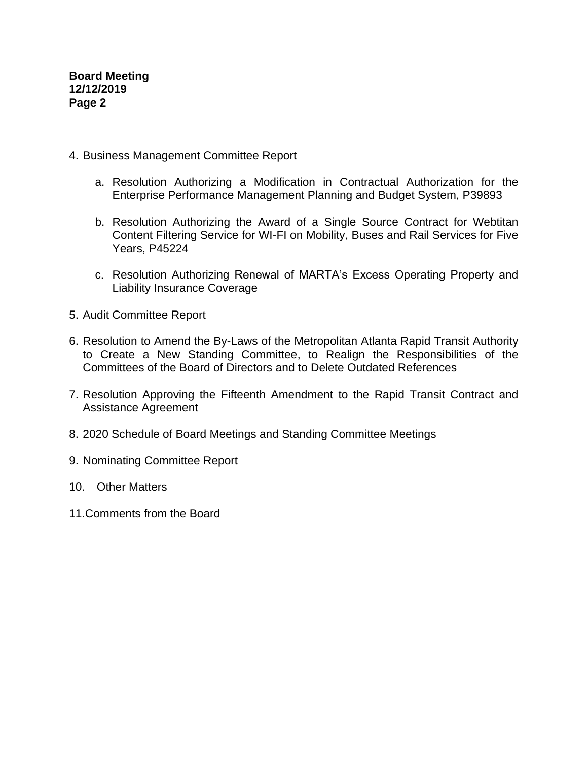4. Business Management Committee Report

    a. Resolution Authorizing a Modification in Contractual Authorization for the Enterprise Performance Management Planning and Budget System, P39893

    b. Resolution Authorizing the Award of a Single Source Contract for Webtitan Content Filtering Service for WI-FI on Mobility, Buses and Rail Services for Five Years, P45224

    c. Resolution Authorizing Renewal of MARTA's Excess Operating Property and Liability Insurance Coverage

5. Audit Committee Report

6. Resolution to Amend the By-Laws of the Metropolitan Atlanta Rapid Transit Authority to Create a New Standing Committee, to Realign the Responsibilities of the Committees of the Board of Directors and to Delete Outdated References

7. Resolution Approving the Fifteenth Amendment to the Rapid Transit Contract and Assistance Agreement

8. 2020 Schedule of Board Meetings and Standing Committee Meetings

9. Nominating Committee Report

10. Other Matters

11. Comments from the Board